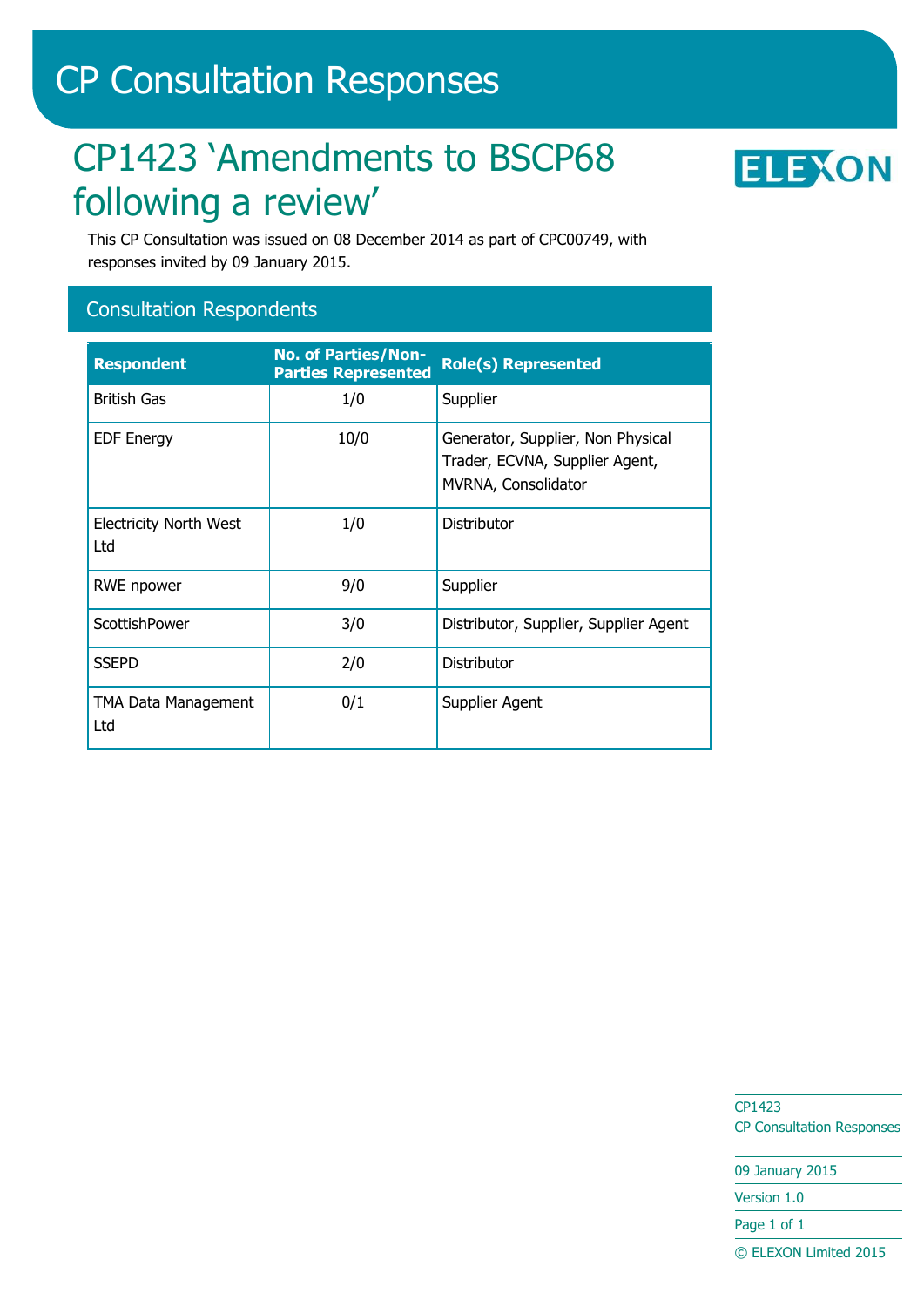# CP Consultation Responses

## CP1423 'Amendments to BSCP68 following a review'

This CP Consultation was issued on 08 December 2014 as part of CPC00749, with responses invited by 09 January 2015.

### Consultation Respondents

| Respondent | No. of Parties/Non-Parties Represented | Role(s) Represented |
|---|---|---|
| British Gas | 1/0 | Supplier |
| EDF Energy | 10/0 | Generator, Supplier, Non Physical Trader, ECVNA, Supplier Agent, MVRNA, Consolidator |
| Electricity North West Ltd | 1/0 | Distributor |
| RWE npower | 9/0 | Supplier |
| ScottishPower | 3/0 | Distributor, Supplier, Supplier Agent |
| SSEPD | 2/0 | Distributor |
| TMA Data Management Ltd | 0/1 | Supplier Agent |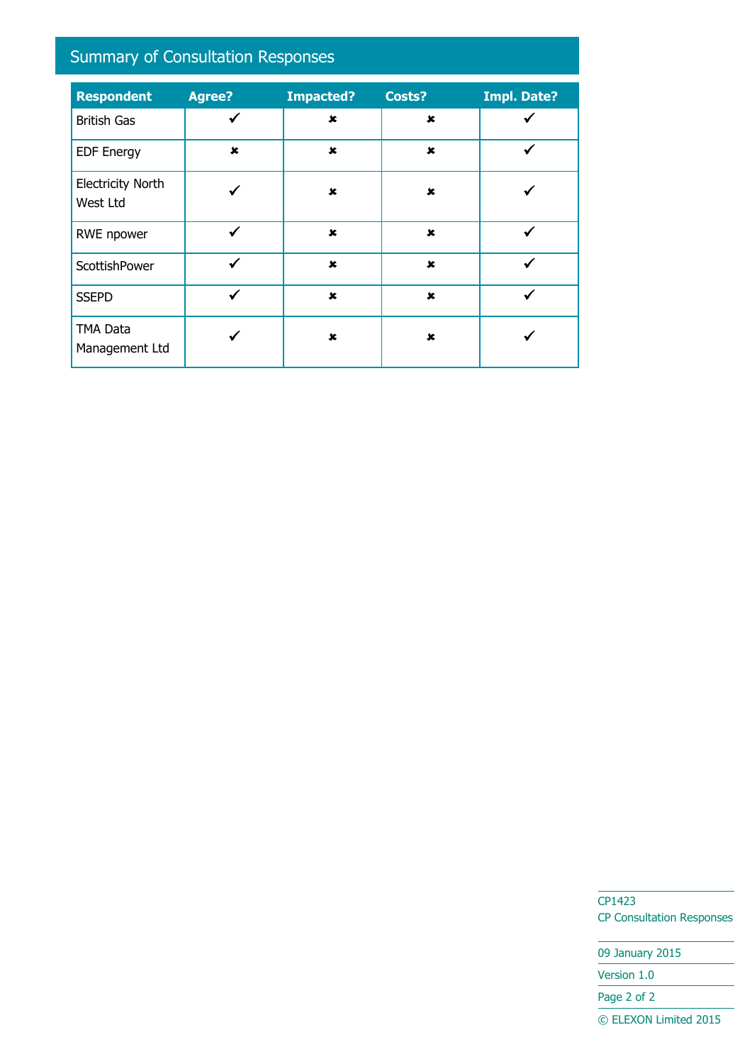## Summary of Consultation Responses

| Respondent | Agree? | Impacted? | Costs? | Impl. Date? |
|---|---|---|---|---|
| British Gas | ✓ | ✗ | ✗ | ✓ |
| EDF Energy | ✗ | ✗ | ✗ | ✓ |
| Electricity North West Ltd | ✓ | ✗ | ✗ | ✓ |
| RWE npower | ✓ | ✗ | ✗ | ✓ |
| ScottishPower | ✓ | ✗ | ✗ | ✓ |
| SSEPD | ✓ | ✗ | ✗ | ✓ |
| TMA Data Management Ltd | ✓ | ✗ | ✗ | ✓ |

CP1423
CP Consultation Responses

09 January 2015

Version 1.0

© ELEXON Limited 2015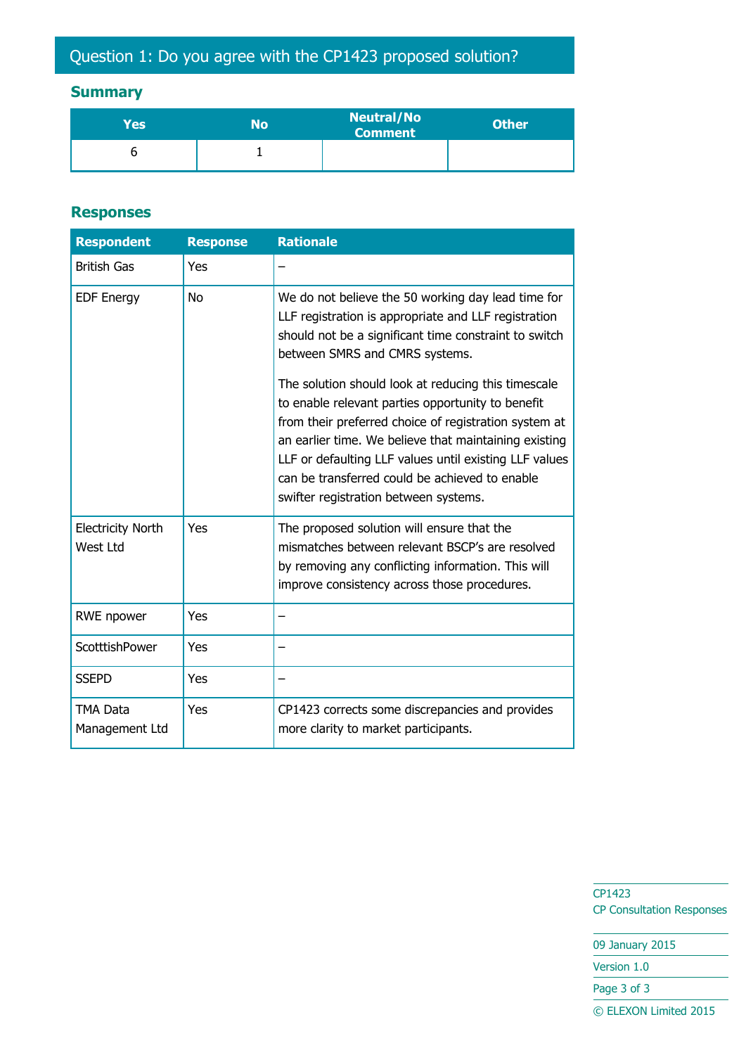## Question 1: Do you agree with the CP1423 proposed solution?

### Summary

| Yes | No | Neutral/No Comment | Other |
|---|---|---|---|
| 6 | 1 | | |

### Responses

| Respondent | Response | Rationale |
|---|---|---|
| British Gas | Yes | – |
| EDF Energy | No | We do not believe the 50 working day lead time for LLF registration is appropriate and LLF registration should not be a significant time constraint to switch between SMRS and CMRS systems. <br><br> The solution should look at reducing this timescale to enable relevant parties opportunity to benefit from their preferred choice of registration system at an earlier time. We believe that maintaining existing LLF or defaulting LLF values until existing LLF values can be transferred could be achieved to enable swifter registration between systems. |
| Electricity North West Ltd | Yes | The proposed solution will ensure that the mismatches between relevant BSCP's are resolved by removing any conflicting information. This will improve consistency across those procedures. |
| RWE npower | Yes | – |
| ScotttishPower | Yes | – |
| SSEPD | Yes | – |
| TMA Data Management Ltd | Yes | CP1423 corrects some discrepancies and provides more clarity to market participants. |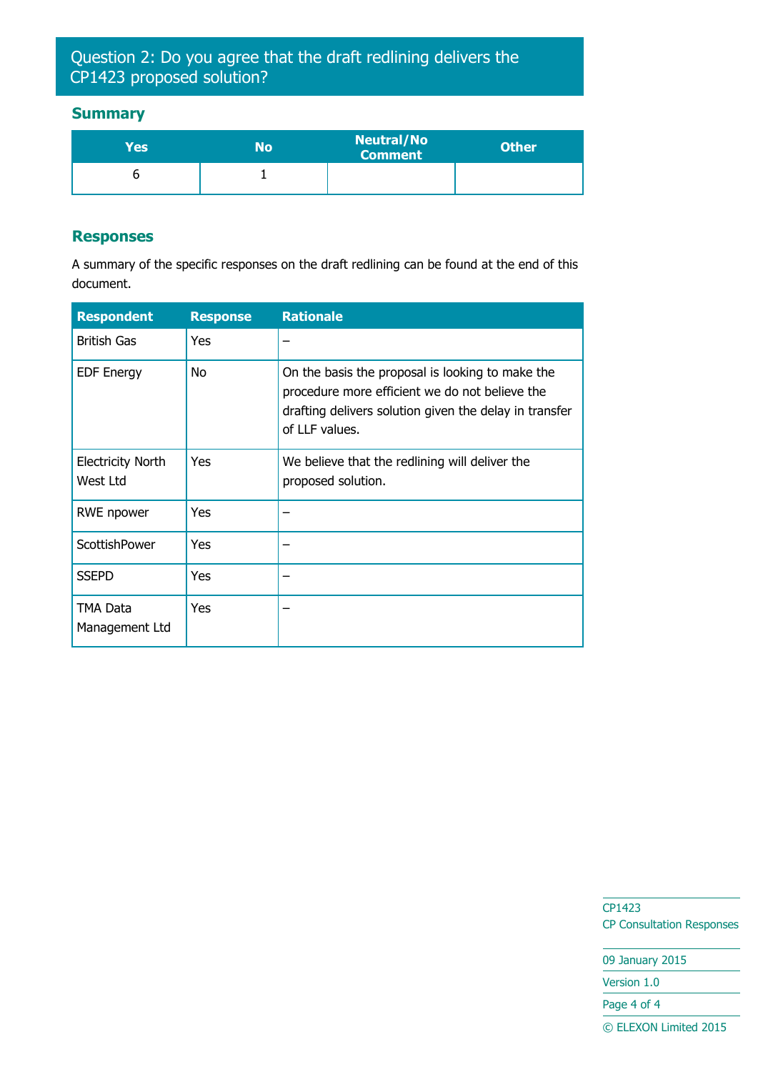## Question 2: Do you agree that the draft redlining delivers the CP1423 proposed solution?

### Summary

| Yes | No | Neutral/No Comment | Other |
|---|---|---|---|
| 6 | 1 | | |

### Responses

A summary of the specific responses on the draft redlining can be found at the end of this document.

| Respondent | Response | Rationale |
|---|---|---|
| British Gas | Yes | – |
| EDF Energy | No | On the basis the proposal is looking to make the procedure more efficient we do not believe the drafting delivers solution given the delay in transfer of LLF values. |
| Electricity North West Ltd | Yes | We believe that the redlining will deliver the proposed solution. |
| RWE npower | Yes | – |
| ScottishPower | Yes | – |
| SSEPD | Yes | – |
| TMA Data Management Ltd | Yes | – |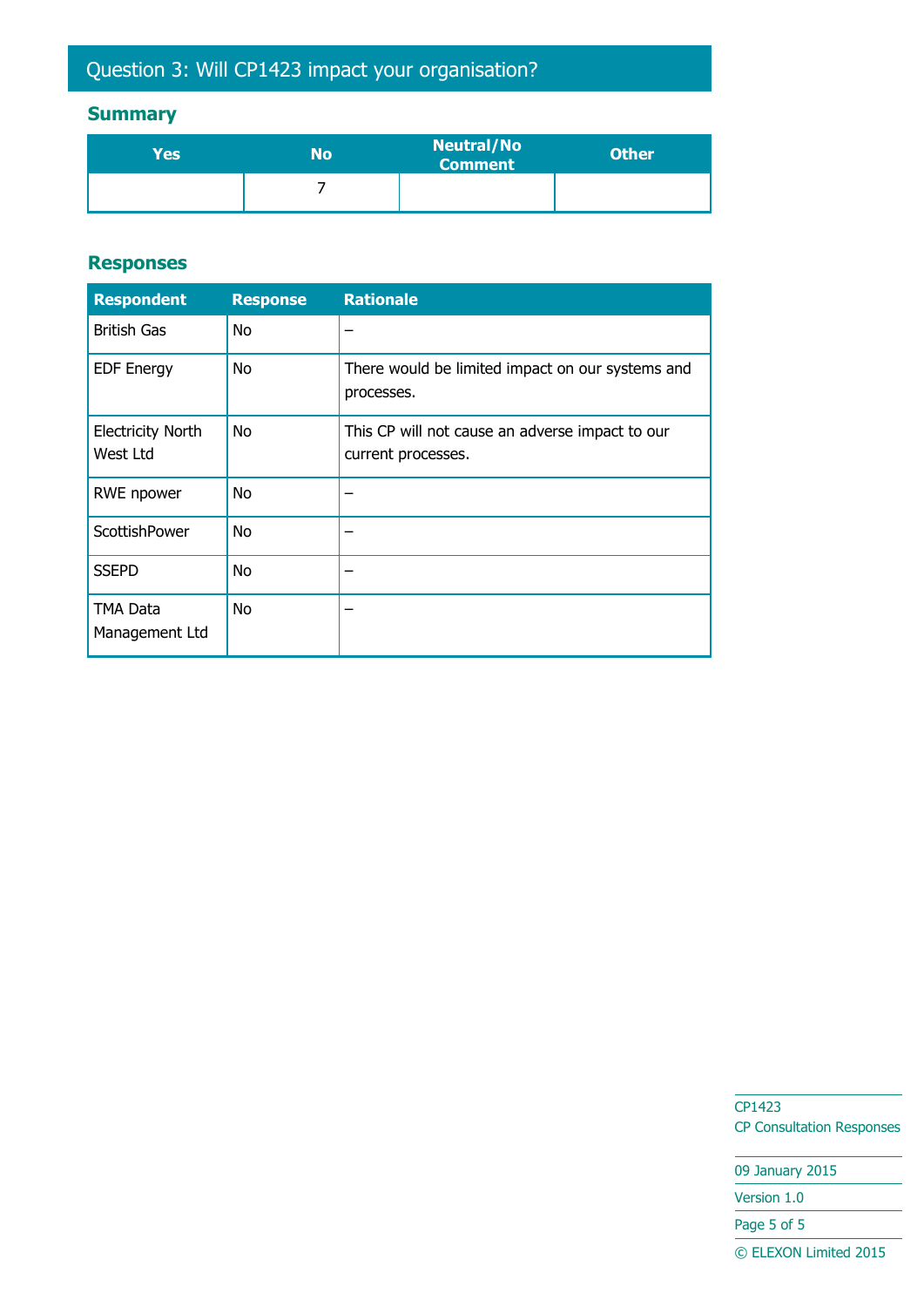## Question 3: Will CP1423 impact your organisation?

### Summary

| Yes | No | Neutral/No Comment | Other |
|---|---|---|---|
| | 7 | | |

### Responses

| Respondent | Response | Rationale |
|---|---|---|
| British Gas | No | – |
| EDF Energy | No | There would be limited impact on our systems and processes. |
| Electricity North West Ltd | No | This CP will not cause an adverse impact to our current processes. |
| RWE npower | No | – |
| ScottishPower | No | – |
| SSEPD | No | – |
| TMA Data Management Ltd | No | – |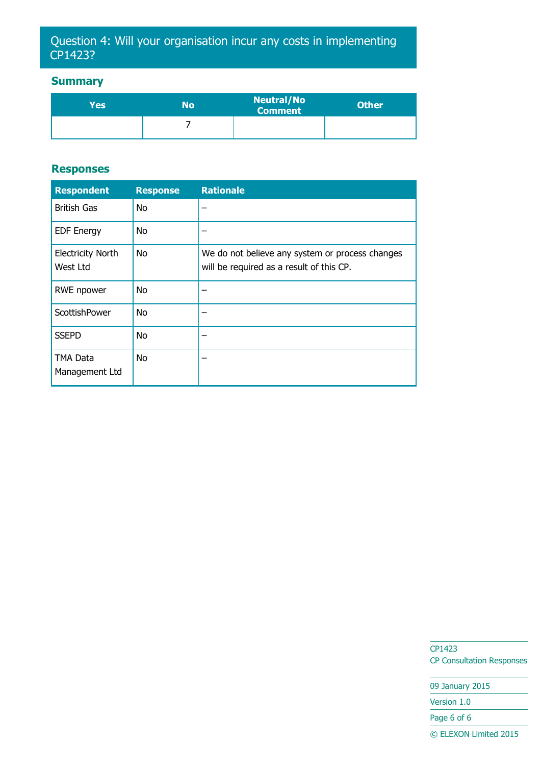## Question 4: Will your organisation incur any costs in implementing CP1423?

### Summary

| Yes | No | Neutral/No Comment | Other |
|---|---|---|---|
| | 7 | | |

### Responses

| Respondent | Response | Rationale |
|---|---|---|
| British Gas | No | – |
| EDF Energy | No | – |
| Electricity North West Ltd | No | We do not believe any system or process changes will be required as a result of this CP. |
| RWE npower | No | – |
| ScottishPower | No | – |
| SSEPD | No | – |
| TMA Data Management Ltd | No | – |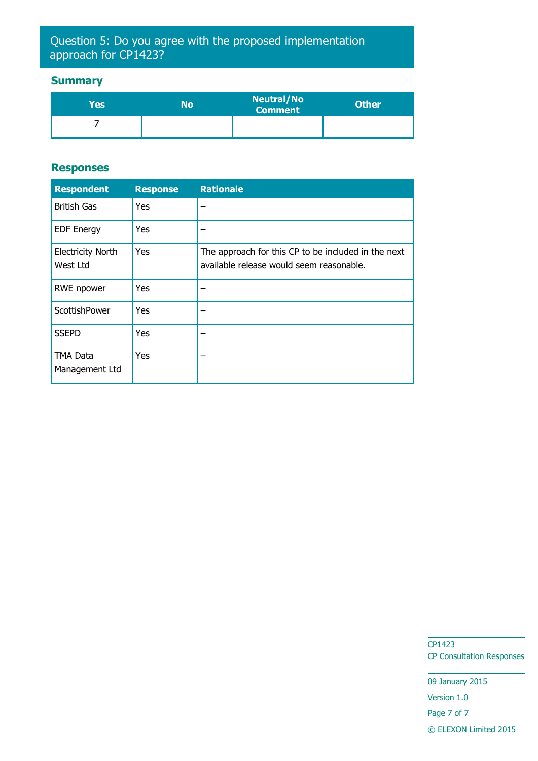## Question 5: Do you agree with the proposed implementation approach for CP1423?

### Summary

| Yes | No | Neutral/No Comment | Other |
|---|---|---|---|
| 7 | | | |

### Responses

| Respondent | Response | Rationale |
|---|---|---|
| British Gas | Yes | – |
| EDF Energy | Yes | – |
| Electricity North West Ltd | Yes | The approach for this CP to be included in the next available release would seem reasonable. |
| RWE npower | Yes | – |
| ScottishPower | Yes | – |
| SSEPD | Yes | – |
| TMA Data Management Ltd | Yes | – |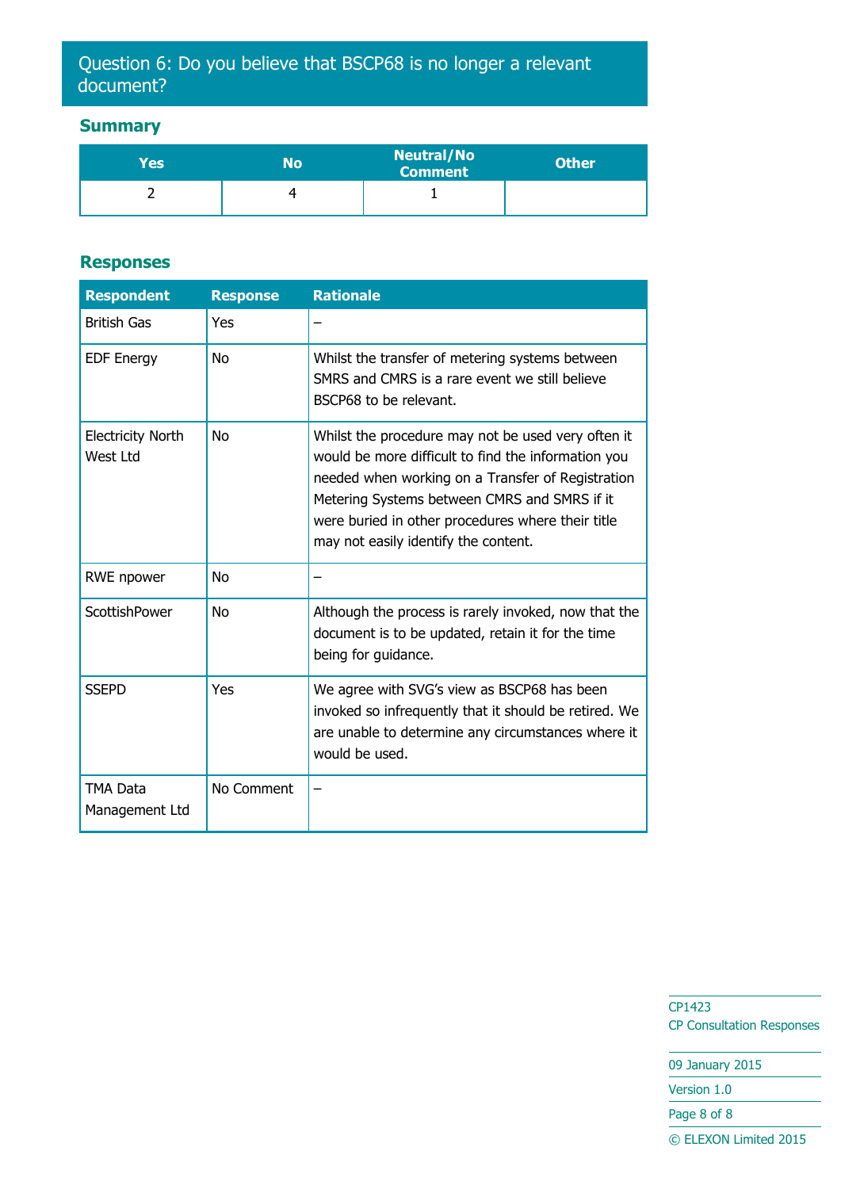## Question 6: Do you believe that BSCP68 is no longer a relevant document?

### Summary

| Yes | No | Neutral/No Comment | Other |
|---|---|---|---|
| 2 | 4 | 1 | |

### Responses

| Respondent | Response | Rationale |
|---|---|---|
| British Gas | Yes | – |
| EDF Energy | No | Whilst the transfer of metering systems between SMRS and CMRS is a rare event we still believe BSCP68 to be relevant. |
| Electricity North West Ltd | No | Whilst the procedure may not be used very often it would be more difficult to find the information you needed when working on a Transfer of Registration Metering Systems between CMRS and SMRS if it were buried in other procedures where their title may not easily identify the content. |
| RWE npower | No | – |
| ScottishPower | No | Although the process is rarely invoked, now that the document is to be updated, retain it for the time being for guidance. |
| SSEPD | Yes | We agree with SVG's view as BSCP68 has been invoked so infrequently that it should be retired. We are unable to determine any circumstances where it would be used. |
| TMA Data Management Ltd | No Comment | – |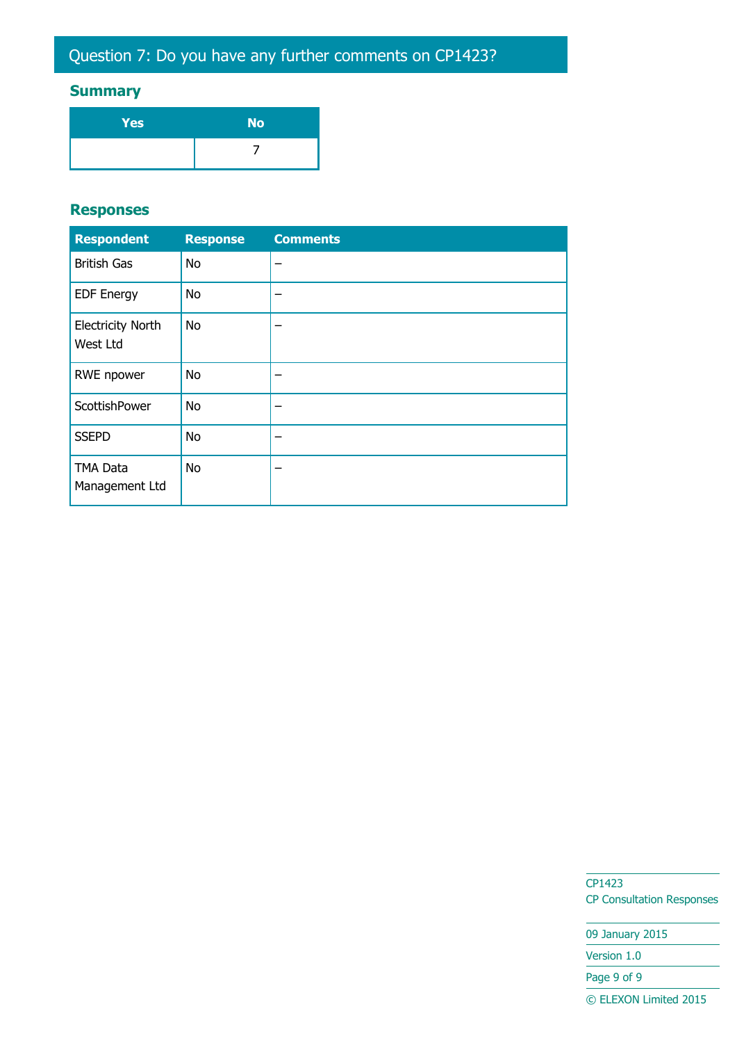## Question 7: Do you have any further comments on CP1423?

### Summary

| Yes | No |
|---|---|
| | 7 |

### Responses

| Respondent | Response | Comments |
|---|---|---|
| British Gas | No | – |
| EDF Energy | No | – |
| Electricity North West Ltd | No | – |
| RWE npower | No | – |
| ScottishPower | No | – |
| SSEPD | No | – |
| TMA Data Management Ltd | No | – |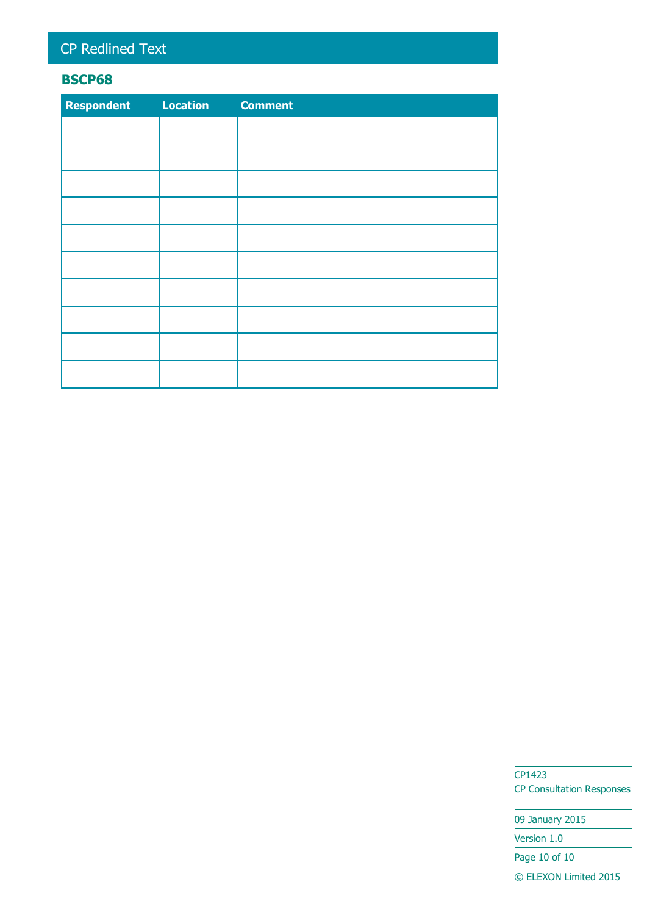# CP Redlined Text

## BSCP68

| Respondent | Location | Comment |
|---|---|---|
| | | |
| | | |
| | | |
| | | |
| | | |
| | | |
| | | |
| | | |
| | | |
| | | |